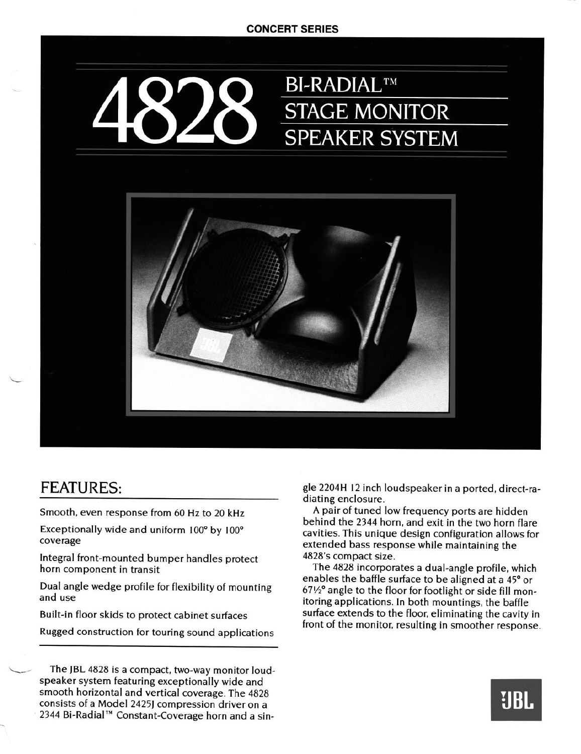**CONCERT SERIES**

# 4828 BI-RADIAL™ STAGE MONITOR SPEAKER SYSTEM

## FEATURES:

Smooth, even response from 60 Hz to 20 kHz

Exceptionally wide and uniform 100° by 100° coverage

Integral front-mounted bumper handles protect horn component in transit

Dual angle wedge profile for flexibility of mounting and use

Built-in floor skids to protect cabinet surfaces

Rugged construction for touring sound applications

---

The JBL 4828 is a compact, two-way monitor loudspeaker system featuring exceptionally wide and smooth horizontal and vertical coverage. The 4828 consists of a Model 2425J compression driver on a 2344 Bi-Radial™ Constant-Coverage horn and a single 2204H 12 inch loudspeaker in a ported, direct-radiating enclosure.

A pair of tuned low frequency ports are hidden behind the 2344 horn, and exit in the two horn flare cavities. This unique design configuration allows for extended bass response while maintaining the 4828's compact size.

The 4828 incorporates a dual-angle profile, which enables the baffle surface to be aligned at a 45° or 67½° angle to the floor for footlight or side fill monitoring applications. In both mountings, the baffle surface extends to the floor, eliminating the cavity in front of the monitor, resulting in smoother response.

JBL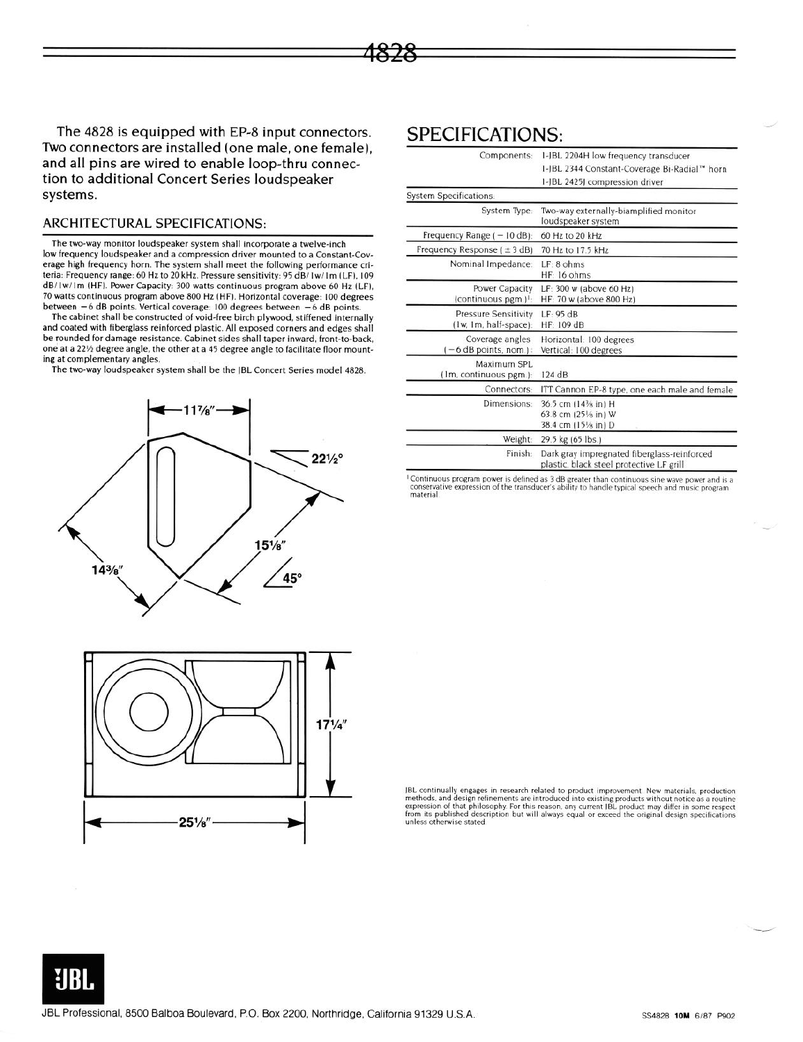# 4828

The 4828 is equipped with EP-8 input connectors. Two connectors are installed (one male, one female), and all pins are wired to enable loop-thru connection to additional Concert Series loudspeaker systems.

## ARCHITECTURAL SPECIFICATIONS:

The two-way monitor loudspeaker system shall incorporate a twelve-inch low frequency loudspeaker and a compression driver mounted to a Constant-Coverage high frequency horn. The system shall meet the following performance criteria: Frequency range: 60 Hz to 20 kHz. Pressure sensitivity: 95 dB/1w/1m (LF), 109 dB/1w/1m (HF). Power Capacity: 300 watts continuous program above 60 Hz (LF), 70 watts continuous program above 800 Hz (HF). Horizontal coverage: 100 degrees between −6 dB points. Vertical coverage: 100 degrees between −6 dB points.

The cabinet shall be constructed of void-free birch plywood, stiffened internally and coated with fiberglass reinforced plastic. All exposed corners and edges shall be rounded for damage resistance. Cabinet sides shall taper inward, front-to-back, one at a 22½ degree angle, the other at a 45 degree angle to facilitate floor mounting at complementary angles.

The two-way loudspeaker system shall be the JBL Concert Series model 4828.

11⅞"

22½°

15⅛"

14⅜"

45°

17¼"

25⅛"

## SPECIFICATIONS:

| | |
|---|---|
| Components: | 1-JBL 2204H low frequency transducer<br>1-JBL 2344 Constant-Coverage Bi-Radial™ horn<br>1-JBL 2425J compression driver |
| System Specifications: | |
| System Type: | Two-way externally-biamplified monitor loudspeaker system |
| Frequency Range (−10 dB): | 60 Hz to 20 kHz |
| Frequency Response (±3 dB): | 70 Hz to 17.5 kHz |
| Nominal Impedance: | LF: 8 ohms<br>HF: 16 ohms |
| Power Capacity (continuous pgm)[1]: | LF: 300 w (above 60 Hz)<br>HF: 70 w (above 800 Hz) |
| Pressure Sensitivity (1w, 1m, half-space): | LF: 95 dB<br>HF: 109 dB |
| Coverage angles (−6 dB points, nom.): | Horizontal: 100 degrees<br>Vertical: 100 degrees |
| Maximum SPL (1m, continuous pgm.): | 124 dB |
| Connectors: | ITT Cannon EP-8 type, one each male and female |
| Dimensions: | 36.5 cm (14⅜ in) H<br>63.8 cm (25⅛ in) W<br>38.4 cm (15⅛ in) D |
| Weight: | 29.5 kg (65 lbs.) |
| Finish: | Dark gray impregnated fiberglass-reinforced plastic, black steel protective LF grill |

[1] Continuous program power is defined as 3 dB greater than continuous sine wave power and is a conservative expression of the transducer's ability to handle typical speech and music program material.

JBL continually engages in research related to product improvement. New materials, production methods, and design refinements are introduced into existing products without notice as a routine expression of that philosophy. For this reason, any current JBL product may differ in some respect from its published description but will always equal or exceed the original design specifications unless otherwise stated.

JBL

JBL Professional, 8500 Balboa Boulevard, P.O. Box 2200, Northridge, California 91329 U.S.A.

SS4828 10M 6/87 P902